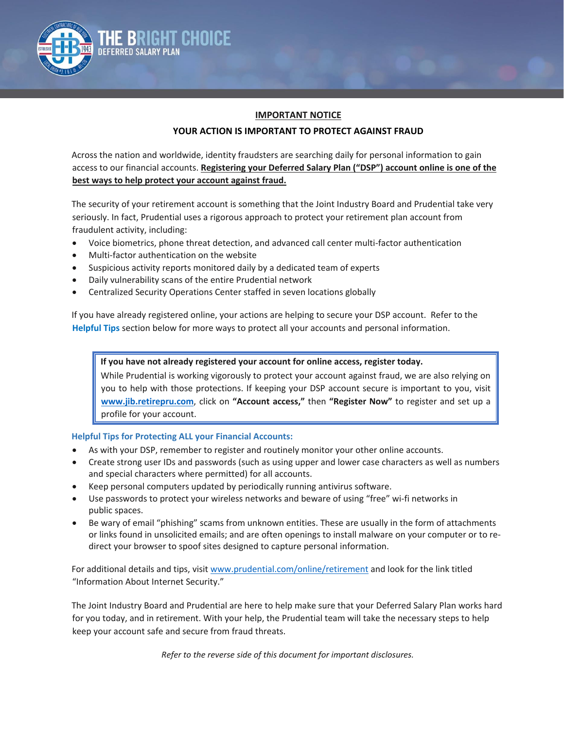# THE BRIGHT CHOICE
DEFERRED SALARY PLAN

## IMPORTANT NOTICE

### YOUR ACTION IS IMPORTANT TO PROTECT AGAINST FRAUD

Across the nation and worldwide, identity fraudsters are searching daily for personal information to gain access to our financial accounts. **Registering your Deferred Salary Plan ("DSP") account online is one of the best ways to help protect your account against fraud.**

The security of your retirement account is something that the Joint Industry Board and Prudential take very seriously. In fact, Prudential uses a rigorous approach to protect your retirement plan account from fraudulent activity, including:

- Voice biometrics, phone threat detection, and advanced call center multi-factor authentication
- Multi-factor authentication on the website
- Suspicious activity reports monitored daily by a dedicated team of experts
- Daily vulnerability scans of the entire Prudential network
- Centralized Security Operations Center staffed in seven locations globally

If you have already registered online, your actions are helping to secure your DSP account. Refer to the **Helpful Tips** section below for more ways to protect all your accounts and personal information.

> **If you have not already registered your account for online access, register today.**
> While Prudential is working vigorously to protect your account against fraud, we are also relying on you to help with those protections. If keeping your DSP account secure is important to you, visit **www.jib.retirepru.com**, click on **"Account access,"** then **"Register Now"** to register and set up a profile for your account.

**Helpful Tips for Protecting ALL your Financial Accounts:**

- As with your DSP, remember to register and routinely monitor your other online accounts.
- Create strong user IDs and passwords (such as using upper and lower case characters as well as numbers and special characters where permitted) for all accounts.
- Keep personal computers updated by periodically running antivirus software.
- Use passwords to protect your wireless networks and beware of using "free" wi-fi networks in public spaces.
- Be wary of email "phishing" scams from unknown entities. These are usually in the form of attachments or links found in unsolicited emails; and are often openings to install malware on your computer or to re-direct your browser to spoof sites designed to capture personal information.

For additional details and tips, visit www.prudential.com/online/retirement and look for the link titled "Information About Internet Security."

The Joint Industry Board and Prudential are here to help make sure that your Deferred Salary Plan works hard for you today, and in retirement. With your help, the Prudential team will take the necessary steps to help keep your account safe and secure from fraud threats.

*Refer to the reverse side of this document for important disclosures.*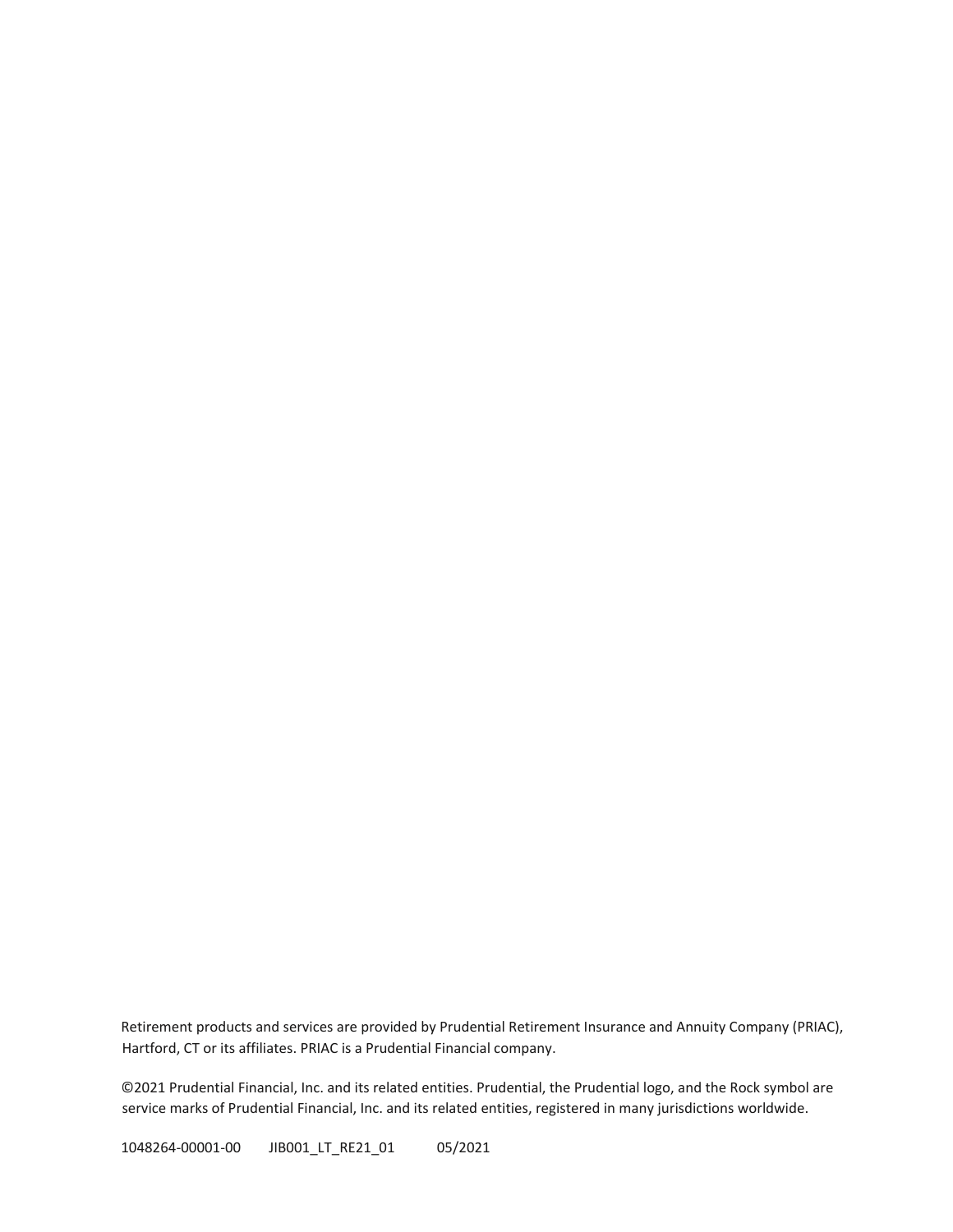Retirement products and services are provided by Prudential Retirement Insurance and Annuity Company (PRIAC), Hartford, CT or its affiliates. PRIAC is a Prudential Financial company.

©2021 Prudential Financial, Inc. and its related entities. Prudential, the Prudential logo, and the Rock symbol are service marks of Prudential Financial, Inc. and its related entities, registered in many jurisdictions worldwide.

1048264-00001-00 JIB001_LT_RE21_01 05/2021